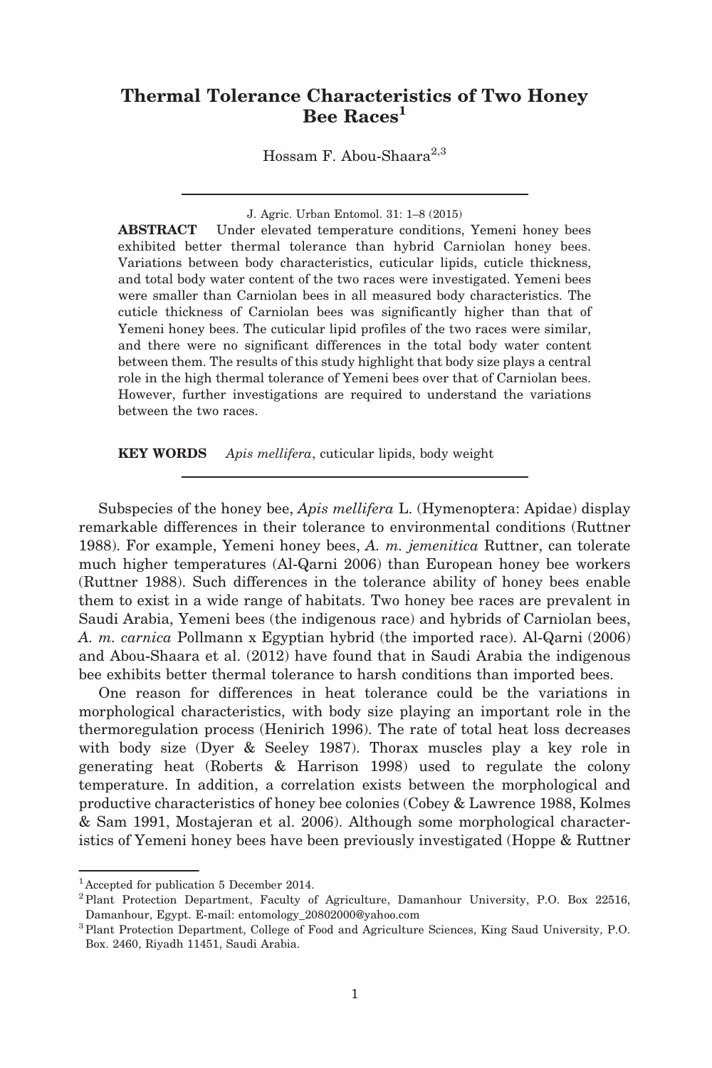# Thermal Tolerance Characteristics of Two Honey Bee Races[1]

Hossam F. Abou-Shaara[2,3]

J. Agric. Urban Entomol. 31: 1–8 (2015)

**ABSTRACT** Under elevated temperature conditions, Yemeni honey bees exhibited better thermal tolerance than hybrid Carniolan honey bees. Variations between body characteristics, cuticular lipids, cuticle thickness, and total body water content of the two races were investigated. Yemeni bees were smaller than Carniolan bees in all measured body characteristics. The cuticle thickness of Carniolan bees was significantly higher than that of Yemeni honey bees. The cuticular lipid profiles of the two races were similar, and there were no significant differences in the total body water content between them. The results of this study highlight that body size plays a central role in the high thermal tolerance of Yemeni bees over that of Carniolan bees. However, further investigations are required to understand the variations between the two races.

**KEY WORDS** *Apis mellifera*, cuticular lipids, body weight

Subspecies of the honey bee, *Apis mellifera* L. (Hymenoptera: Apidae) display remarkable differences in their tolerance to environmental conditions (Ruttner 1988). For example, Yemeni honey bees, *A. m. jemenitica* Ruttner, can tolerate much higher temperatures (Al-Qarni 2006) than European honey bee workers (Ruttner 1988). Such differences in the tolerance ability of honey bees enable them to exist in a wide range of habitats. Two honey bee races are prevalent in Saudi Arabia, Yemeni bees (the indigenous race) and hybrids of Carniolan bees, *A. m. carnica* Pollmann x Egyptian hybrid (the imported race). Al-Qarni (2006) and Abou-Shaara et al. (2012) have found that in Saudi Arabia the indigenous bee exhibits better thermal tolerance to harsh conditions than imported bees.

One reason for differences in heat tolerance could be the variations in morphological characteristics, with body size playing an important role in the thermoregulation process (Henirich 1996). The rate of total heat loss decreases with body size (Dyer & Seeley 1987). Thorax muscles play a key role in generating heat (Roberts & Harrison 1998) used to regulate the colony temperature. In addition, a correlation exists between the morphological and productive characteristics of honey bee colonies (Cobey & Lawrence 1988, Kolmes & Sam 1991, Mostajeran et al. 2006). Although some morphological characteristics of Yemeni honey bees have been previously investigated (Hoppe & Ruttner

[1] Accepted for publication 5 December 2014.

[2] Plant Protection Department, Faculty of Agriculture, Damanhour University, P.O. Box 22516, Damanhour, Egypt. E-mail: entomology_20802000@yahoo.com

[3] Plant Protection Department, College of Food and Agriculture Sciences, King Saud University, P.O. Box. 2460, Riyadh 11451, Saudi Arabia.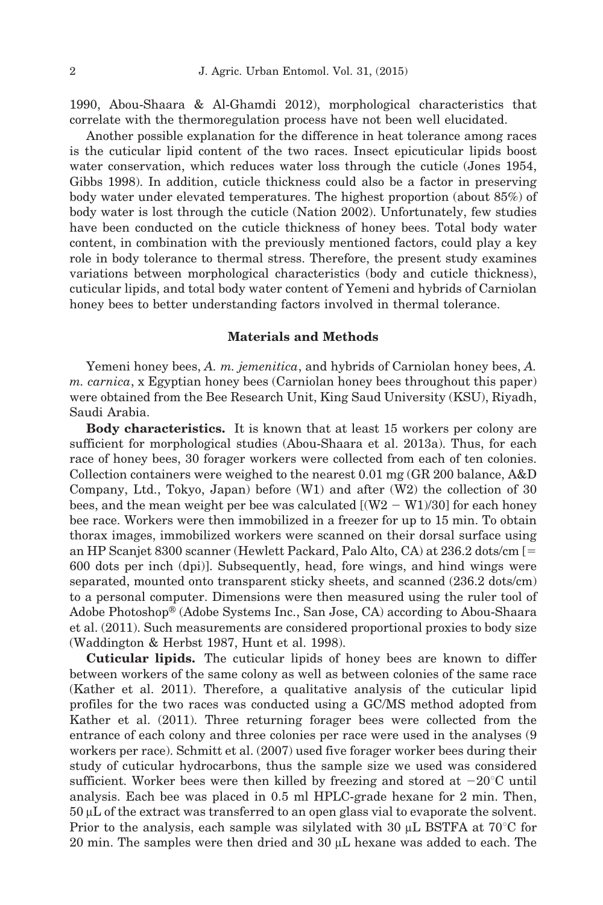1990, Abou-Shaara & Al-Ghamdi 2012), morphological characteristics that correlate with the thermoregulation process have not been well elucidated.

Another possible explanation for the difference in heat tolerance among races is the cuticular lipid content of the two races. Insect epicuticular lipids boost water conservation, which reduces water loss through the cuticle (Jones 1954, Gibbs 1998). In addition, cuticle thickness could also be a factor in preserving body water under elevated temperatures. The highest proportion (about 85%) of body water is lost through the cuticle (Nation 2002). Unfortunately, few studies have been conducted on the cuticle thickness of honey bees. Total body water content, in combination with the previously mentioned factors, could play a key role in body tolerance to thermal stress. Therefore, the present study examines variations between morphological characteristics (body and cuticle thickness), cuticular lipids, and total body water content of Yemeni and hybrids of Carniolan honey bees to better understanding factors involved in thermal tolerance.

## Materials and Methods

Yemeni honey bees, *A. m. jemenitica*, and hybrids of Carniolan honey bees, *A. m. carnica*, x Egyptian honey bees (Carniolan honey bees throughout this paper) were obtained from the Bee Research Unit, King Saud University (KSU), Riyadh, Saudi Arabia.

**Body characteristics.** It is known that at least 15 workers per colony are sufficient for morphological studies (Abou-Shaara et al. 2013a). Thus, for each race of honey bees, 30 forager workers were collected from each of ten colonies. Collection containers were weighed to the nearest 0.01 mg (GR 200 balance, A&D Company, Ltd., Tokyo, Japan) before (W1) and after (W2) the collection of 30 bees, and the mean weight per bee was calculated [(W2 − W1)/30] for each honey bee race. Workers were then immobilized in a freezer for up to 15 min. To obtain thorax images, immobilized workers were scanned on their dorsal surface using an HP Scanjet 8300 scanner (Hewlett Packard, Palo Alto, CA) at 236.2 dots/cm [= 600 dots per inch (dpi)]. Subsequently, head, fore wings, and hind wings were separated, mounted onto transparent sticky sheets, and scanned (236.2 dots/cm) to a personal computer. Dimensions were then measured using the ruler tool of Adobe Photoshop® (Adobe Systems Inc., San Jose, CA) according to Abou-Shaara et al. (2011). Such measurements are considered proportional proxies to body size (Waddington & Herbst 1987, Hunt et al. 1998).

**Cuticular lipids.** The cuticular lipids of honey bees are known to differ between workers of the same colony as well as between colonies of the same race (Kather et al. 2011). Therefore, a qualitative analysis of the cuticular lipid profiles for the two races was conducted using a GC/MS method adopted from Kather et al. (2011). Three returning forager bees were collected from the entrance of each colony and three colonies per race were used in the analyses (9 workers per race). Schmitt et al. (2007) used five forager worker bees during their study of cuticular hydrocarbons, thus the sample size we used was considered sufficient. Worker bees were then killed by freezing and stored at −20°C until analysis. Each bee was placed in 0.5 ml HPLC-grade hexane for 2 min. Then, 50 μL of the extract was transferred to an open glass vial to evaporate the solvent. Prior to the analysis, each sample was silylated with 30 μL BSTFA at 70°C for 20 min. The samples were then dried and 30 μL hexane was added to each. The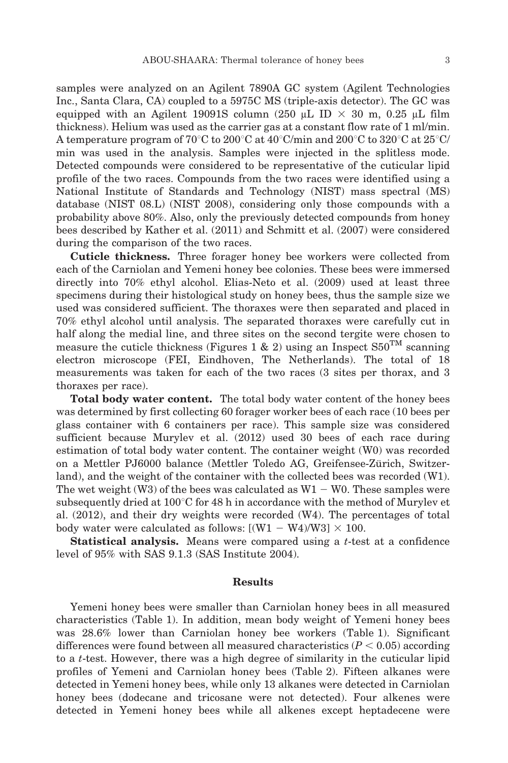samples were analyzed on an Agilent 7890A GC system (Agilent Technologies Inc., Santa Clara, CA) coupled to a 5975C MS (triple-axis detector). The GC was equipped with an Agilent 19091S column (250 μL ID × 30 m, 0.25 μL film thickness). Helium was used as the carrier gas at a constant flow rate of 1 ml/min. A temperature program of 70°C to 200°C at 40°C/min and 200°C to 320°C at 25°C/min was used in the analysis. Samples were injected in the splitless mode. Detected compounds were considered to be representative of the cuticular lipid profile of the two races. Compounds from the two races were identified using a National Institute of Standards and Technology (NIST) mass spectral (MS) database (NIST 08.L) (NIST 2008), considering only those compounds with a probability above 80%. Also, only the previously detected compounds from honey bees described by Kather et al. (2011) and Schmitt et al. (2007) were considered during the comparison of the two races.

**Cuticle thickness.** Three forager honey bee workers were collected from each of the Carniolan and Yemeni honey bee colonies. These bees were immersed directly into 70% ethyl alcohol. Elias-Neto et al. (2009) used at least three specimens during their histological study on honey bees, thus the sample size we used was considered sufficient. The thoraxes were then separated and placed in 70% ethyl alcohol until analysis. The separated thoraxes were carefully cut in half along the medial line, and three sites on the second tergite were chosen to measure the cuticle thickness (Figures 1 & 2) using an Inspect S50™ scanning electron microscope (FEI, Eindhoven, The Netherlands). The total of 18 measurements was taken for each of the two races (3 sites per thorax, and 3 thoraxes per race).

**Total body water content.** The total body water content of the honey bees was determined by first collecting 60 forager worker bees of each race (10 bees per glass container with 6 containers per race). This sample size was considered sufficient because Murylev et al. (2012) used 30 bees of each race during estimation of total body water content. The container weight (W0) was recorded on a Mettler PJ6000 balance (Mettler Toledo AG, Greifensee-Zürich, Switzerland), and the weight of the container with the collected bees was recorded (W1). The wet weight (W3) of the bees was calculated as W1 − W0. These samples were subsequently dried at 100°C for 48 h in accordance with the method of Murylev et al. (2012), and their dry weights were recorded (W4). The percentages of total body water were calculated as follows: $[(W1 - W4)/W3] \times 100$.

**Statistical analysis.** Means were compared using a *t*-test at a confidence level of 95% with SAS 9.1.3 (SAS Institute 2004).

## Results

Yemeni honey bees were smaller than Carniolan honey bees in all measured characteristics (Table 1). In addition, mean body weight of Yemeni honey bees was 28.6% lower than Carniolan honey bee workers (Table 1). Significant differences were found between all measured characteristics ($P < 0.05$) according to a *t*-test. However, there was a high degree of similarity in the cuticular lipid profiles of Yemeni and Carniolan honey bees (Table 2). Fifteen alkanes were detected in Yemeni honey bees, while only 13 alkanes were detected in Carniolan honey bees (dodecane and tricosane were not detected). Four alkenes were detected in Yemeni honey bees while all alkenes except heptadecene were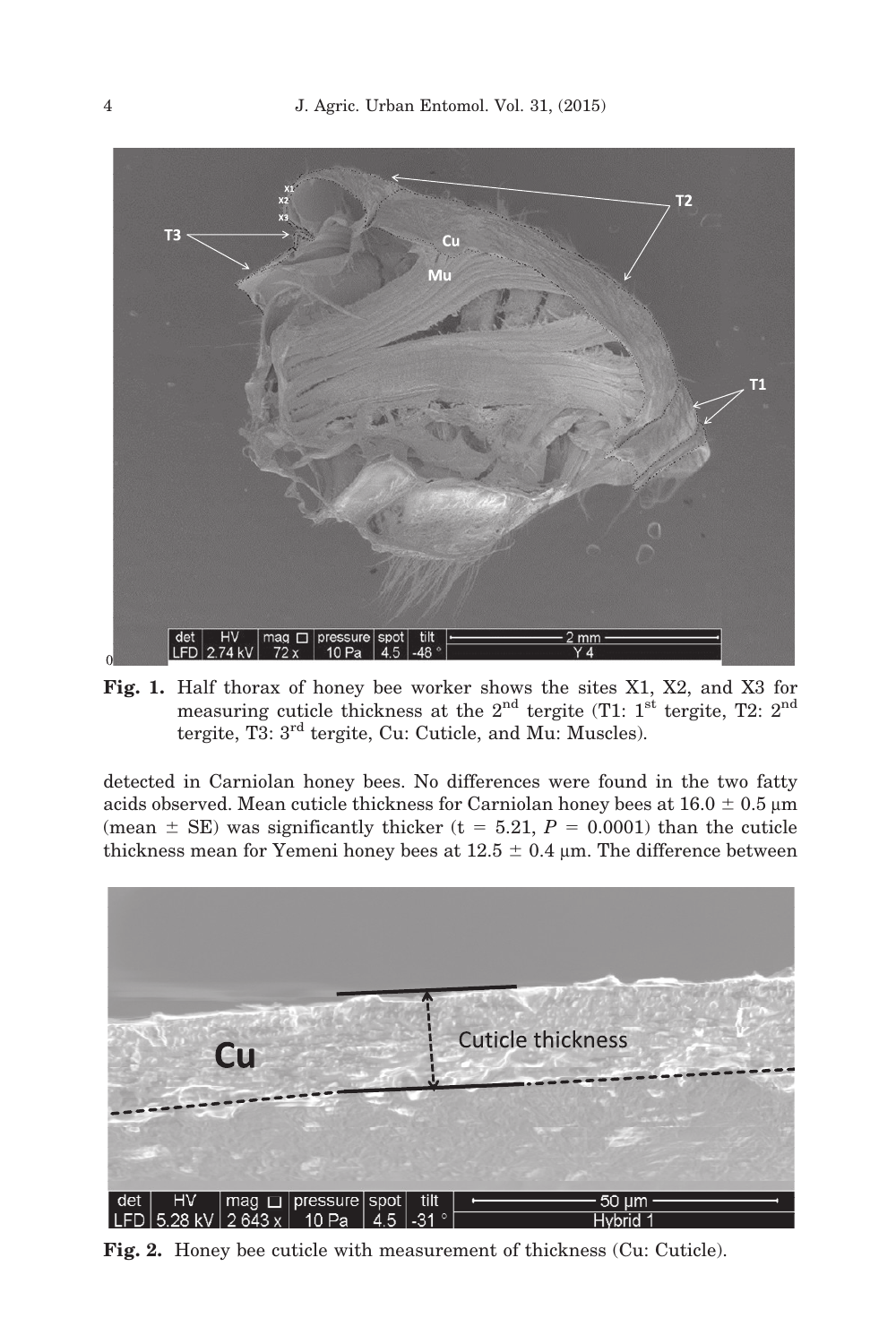**Fig. 1.** Half thorax of honey bee worker shows the sites X1, X2, and X3 for measuring cuticle thickness at the 2nd tergite (T1: 1st tergite, T2: 2nd tergite, T3: 3rd tergite, Cu: Cuticle, and Mu: Muscles).

detected in Carniolan honey bees. No differences were found in the two fatty acids observed. Mean cuticle thickness for Carniolan honey bees at 16.0 ± 0.5 µm (mean ± SE) was significantly thicker ($t = 5.21$, $P = 0.0001$) than the cuticle thickness mean for Yemeni honey bees at 12.5 ± 0.4 µm. The difference between

**Fig. 2.** Honey bee cuticle with measurement of thickness (Cu: Cuticle).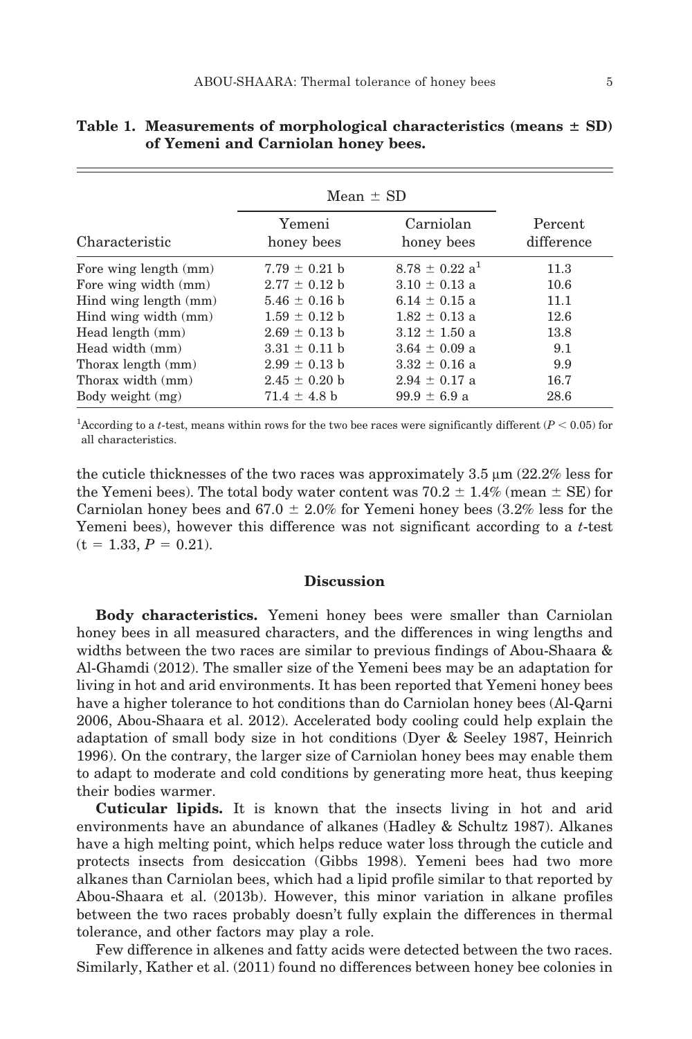**Table 1. Measurements of morphological characteristics (means ± SD) of Yemeni and Carniolan honey bees.**

| | Mean ± SD | | |
|---|---|---|---|
| Characteristic | Yemeni honey bees | Carniolan honey bees | Percent difference |
| Fore wing length (mm) | 7.79 ± 0.21 b | 8.78 ± 0.22 a[1] | 11.3 |
| Fore wing width (mm) | 2.77 ± 0.12 b | 3.10 ± 0.13 a | 10.6 |
| Hind wing length (mm) | 5.46 ± 0.16 b | 6.14 ± 0.15 a | 11.1 |
| Hind wing width (mm) | 1.59 ± 0.12 b | 1.82 ± 0.13 a | 12.6 |
| Head length (mm) | 2.69 ± 0.13 b | 3.12 ± 1.50 a | 13.8 |
| Head width (mm) | 3.31 ± 0.11 b | 3.64 ± 0.09 a | 9.1 |
| Thorax length (mm) | 2.99 ± 0.13 b | 3.32 ± 0.16 a | 9.9 |
| Thorax width (mm) | 2.45 ± 0.20 b | 2.94 ± 0.17 a | 16.7 |
| Body weight (mg) | 71.4 ± 4.8 b | 99.9 ± 6.9 a | 28.6 |

[1]According to a *t*-test, means within rows for the two bee races were significantly different ($P < 0.05$) for all characteristics.

the cuticle thicknesses of the two races was approximately 3.5 µm (22.2% less for the Yemeni bees). The total body water content was 70.2 ± 1.4% (mean ± SE) for Carniolan honey bees and 67.0 ± 2.0% for Yemeni honey bees (3.2% less for the Yemeni bees), however this difference was not significant according to a *t*-test ($t = 1.33$, $P = 0.21$).

## Discussion

**Body characteristics.** Yemeni honey bees were smaller than Carniolan honey bees in all measured characters, and the differences in wing lengths and widths between the two races are similar to previous findings of Abou-Shaara & Al-Ghamdi (2012). The smaller size of the Yemeni bees may be an adaptation for living in hot and arid environments. It has been reported that Yemeni honey bees have a higher tolerance to hot conditions than do Carniolan honey bees (Al-Qarni 2006, Abou-Shaara et al. 2012). Accelerated body cooling could help explain the adaptation of small body size in hot conditions (Dyer & Seeley 1987, Heinrich 1996). On the contrary, the larger size of Carniolan honey bees may enable them to adapt to moderate and cold conditions by generating more heat, thus keeping their bodies warmer.

**Cuticular lipids.** It is known that the insects living in hot and arid environments have an abundance of alkanes (Hadley & Schultz 1987). Alkanes have a high melting point, which helps reduce water loss through the cuticle and protects insects from desiccation (Gibbs 1998). Yemeni bees had two more alkanes than Carniolan bees, which had a lipid profile similar to that reported by Abou-Shaara et al. (2013b). However, this minor variation in alkane profiles between the two races probably doesn't fully explain the differences in thermal tolerance, and other factors may play a role.

Few difference in alkenes and fatty acids were detected between the two races. Similarly, Kather et al. (2011) found no differences between honey bee colonies in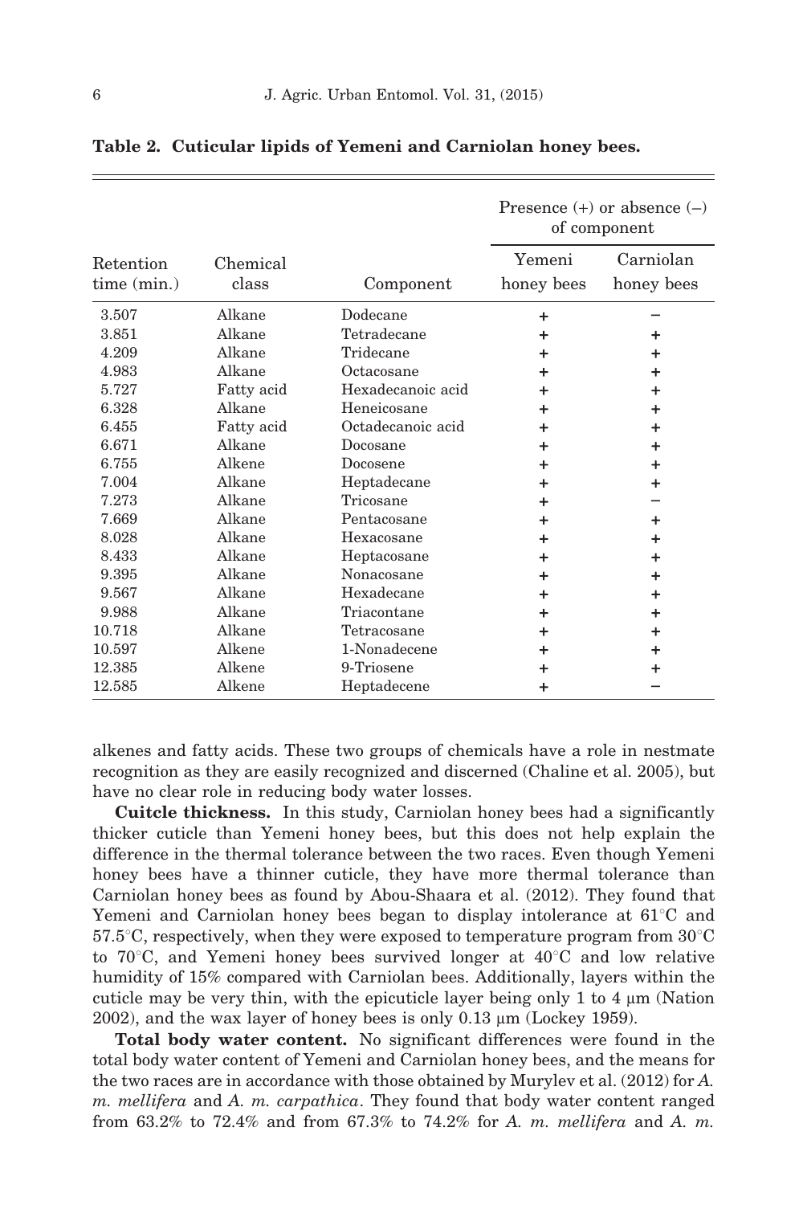**Table 2. Cuticular lipids of Yemeni and Carniolan honey bees.**

| Retention time (min.) | Chemical class | Component | Presence (+) or absence (–) of component | |
|---|---|---|---|---|
| | | | Yemeni honey bees | Carniolan honey bees |
| 3.507 | Alkane | Dodecane | + | – |
| 3.851 | Alkane | Tetradecane | + | + |
| 4.209 | Alkane | Tridecane | + | + |
| 4.983 | Alkane | Octacosane | + | + |
| 5.727 | Fatty acid | Hexadecanoic acid | + | + |
| 6.328 | Alkane | Heneicosane | + | + |
| 6.455 | Fatty acid | Octadecanoic acid | + | + |
| 6.671 | Alkane | Docosane | + | + |
| 6.755 | Alkene | Docosene | + | + |
| 7.004 | Alkane | Heptadecane | + | + |
| 7.273 | Alkane | Tricosane | + | – |
| 7.669 | Alkane | Pentacosane | + | + |
| 8.028 | Alkane | Hexacosane | + | + |
| 8.433 | Alkane | Heptacosane | + | + |
| 9.395 | Alkane | Nonacosane | + | + |
| 9.567 | Alkane | Hexadecane | + | + |
| 9.988 | Alkane | Triacontane | + | + |
| 10.718 | Alkane | Tetracosane | + | + |
| 10.597 | Alkene | 1-Nonadecene | + | + |
| 12.385 | Alkene | 9-Triosene | + | + |
| 12.585 | Alkene | Heptadecene | + | – |

alkenes and fatty acids. These two groups of chemicals have a role in nestmate recognition as they are easily recognized and discerned (Chaline et al. 2005), but have no clear role in reducing body water losses.

**Cuitcle thickness.** In this study, Carniolan honey bees had a significantly thicker cuticle than Yemeni honey bees, but this does not help explain the difference in the thermal tolerance between the two races. Even though Yemeni honey bees have a thinner cuticle, they have more thermal tolerance than Carniolan honey bees as found by Abou-Shaara et al. (2012). They found that Yemeni and Carniolan honey bees began to display intolerance at 61°C and 57.5°C, respectively, when they were exposed to temperature program from 30°C to 70°C, and Yemeni honey bees survived longer at 40°C and low relative humidity of 15% compared with Carniolan bees. Additionally, layers within the cuticle may be very thin, with the epicuticle layer being only 1 to 4 µm (Nation 2002), and the wax layer of honey bees is only 0.13 µm (Lockey 1959).

**Total body water content.** No significant differences were found in the total body water content of Yemeni and Carniolan honey bees, and the means for the two races are in accordance with those obtained by Murylev et al. (2012) for *A. m. mellifera* and *A. m. carpathica*. They found that body water content ranged from 63.2% to 72.4% and from 67.3% to 74.2% for *A. m. mellifera* and *A. m.*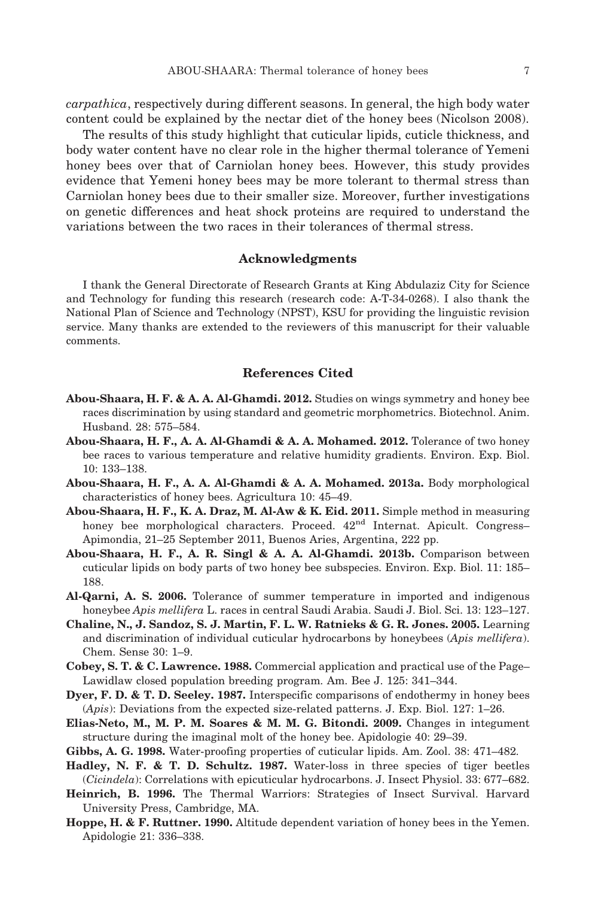*carpathica*, respectively during different seasons. In general, the high body water content could be explained by the nectar diet of the honey bees (Nicolson 2008).

The results of this study highlight that cuticular lipids, cuticle thickness, and body water content have no clear role in the higher thermal tolerance of Yemeni honey bees over that of Carniolan honey bees. However, this study provides evidence that Yemeni honey bees may be more tolerant to thermal stress than Carniolan honey bees due to their smaller size. Moreover, further investigations on genetic differences and heat shock proteins are required to understand the variations between the two races in their tolerances of thermal stress.

## Acknowledgments

I thank the General Directorate of Research Grants at King Abdulaziz City for Science and Technology for funding this research (research code: A-T-34-0268). I also thank the National Plan of Science and Technology (NPST), KSU for providing the linguistic revision service. Many thanks are extended to the reviewers of this manuscript for their valuable comments.

## References Cited

**Abou-Shaara, H. F. & A. A. Al-Ghamdi. 2012.** Studies on wings symmetry and honey bee races discrimination by using standard and geometric morphometrics. Biotechnol. Anim. Husband. 28: 575–584.

**Abou-Shaara, H. F., A. A. Al-Ghamdi & A. A. Mohamed. 2012.** Tolerance of two honey bee races to various temperature and relative humidity gradients. Environ. Exp. Biol. 10: 133–138.

**Abou-Shaara, H. F., A. A. Al-Ghamdi & A. A. Mohamed. 2013a.** Body morphological characteristics of honey bees. Agricultura 10: 45–49.

**Abou-Shaara, H. F., K. A. Draz, M. Al-Aw & K. Eid. 2011.** Simple method in measuring honey bee morphological characters. Proceed. 42nd Internat. Apicult. Congress–Apimondia, 21–25 September 2011, Buenos Aries, Argentina, 222 pp.

**Abou-Shaara, H. F., A. R. Singl & A. A. Al-Ghamdi. 2013b.** Comparison between cuticular lipids on body parts of two honey bee subspecies. Environ. Exp. Biol. 11: 185–188.

**Al-Qarni, A. S. 2006.** Tolerance of summer temperature in imported and indigenous honeybee *Apis mellifera* L. races in central Saudi Arabia. Saudi J. Biol. Sci. 13: 123–127.

**Chaline, N., J. Sandoz, S. J. Martin, F. L. W. Ratnieks & G. R. Jones. 2005.** Learning and discrimination of individual cuticular hydrocarbons by honeybees (*Apis mellifera*). Chem. Sense 30: 1–9.

**Cobey, S. T. & C. Lawrence. 1988.** Commercial application and practical use of the Page–Lawidlaw closed population breeding program. Am. Bee J. 125: 341–344.

**Dyer, F. D. & T. D. Seeley. 1987.** Interspecific comparisons of endothermy in honey bees (*Apis*): Deviations from the expected size-related patterns. J. Exp. Biol. 127: 1–26.

**Elias-Neto, M., M. P. M. Soares & M. M. G. Bitondi. 2009.** Changes in integument structure during the imaginal molt of the honey bee. Apidologie 40: 29–39.

**Gibbs, A. G. 1998.** Water-proofing properties of cuticular lipids. Am. Zool. 38: 471–482.

**Hadley, N. F. & T. D. Schultz. 1987.** Water-loss in three species of tiger beetles (*Cicindela*): Correlations with epicuticular hydrocarbons. J. Insect Physiol. 33: 677–682.

**Heinrich, B. 1996.** The Thermal Warriors: Strategies of Insect Survival. Harvard University Press, Cambridge, MA.

**Hoppe, H. & F. Ruttner. 1990.** Altitude dependent variation of honey bees in the Yemen. Apidologie 21: 336–338.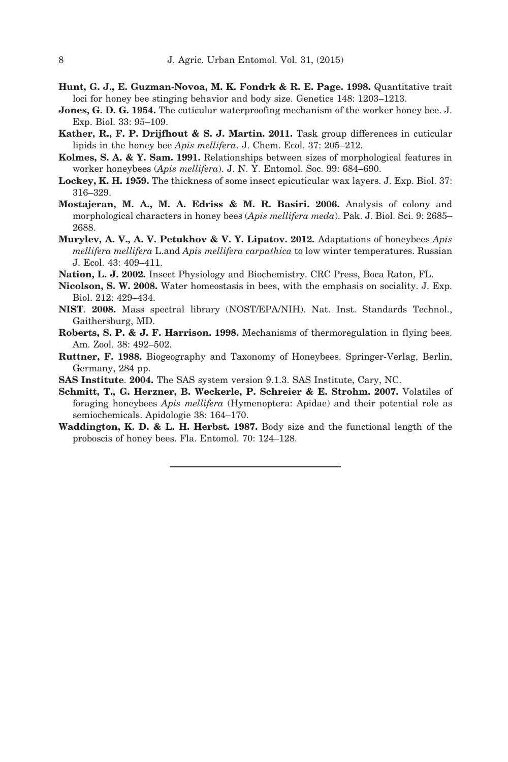**Hunt, G. J., E. Guzman-Novoa, M. K. Fondrk & R. E. Page. 1998.** Quantitative trait loci for honey bee stinging behavior and body size. Genetics 148: 1203–1213.

**Jones, G. D. G. 1954.** The cuticular waterproofing mechanism of the worker honey bee. J. Exp. Biol. 33: 95–109.

**Kather, R., F. P. Drijfhout & S. J. Martin. 2011.** Task group differences in cuticular lipids in the honey bee *Apis mellifera*. J. Chem. Ecol. 37: 205–212.

**Kolmes, S. A. & Y. Sam. 1991.** Relationships between sizes of morphological features in worker honeybees (*Apis mellifera*). J. N. Y. Entomol. Soc. 99: 684–690.

**Lockey, K. H. 1959.** The thickness of some insect epicuticular wax layers. J. Exp. Biol. 37: 316–329.

**Mostajeran, M. A., M. A. Edriss & M. R. Basiri. 2006.** Analysis of colony and morphological characters in honey bees (*Apis mellifera meda*). Pak. J. Biol. Sci. 9: 2685–2688.

**Murylev, A. V., A. V. Petukhov & V. Y. Lipatov. 2012.** Adaptations of honeybees *Apis mellifera mellifera* L.and *Apis mellifera carpathica* to low winter temperatures. Russian J. Ecol. 43: 409–411.

**Nation, L. J. 2002.** Insect Physiology and Biochemistry. CRC Press, Boca Raton, FL.

**Nicolson, S. W. 2008.** Water homeostasis in bees, with the emphasis on sociality. J. Exp. Biol. 212: 429–434.

**NIST. 2008.** Mass spectral library (NOST/EPA/NIH). Nat. Inst. Standards Technol., Gaithersburg, MD.

**Roberts, S. P. & J. F. Harrison. 1998.** Mechanisms of thermoregulation in flying bees. Am. Zool. 38: 492–502.

**Ruttner, F. 1988.** Biogeography and Taxonomy of Honeybees. Springer-Verlag, Berlin, Germany, 284 pp.

**SAS Institute. 2004.** The SAS system version 9.1.3. SAS Institute, Cary, NC.

**Schmitt, T., G. Herzner, B. Weckerle, P. Schreier & E. Strohm. 2007.** Volatiles of foraging honeybees *Apis mellifera* (Hymenoptera: Apidae) and their potential role as semiochemicals. Apidologie 38: 164–170.

**Waddington, K. D. & L. H. Herbst. 1987.** Body size and the functional length of the proboscis of honey bees. Fla. Entomol. 70: 124–128.